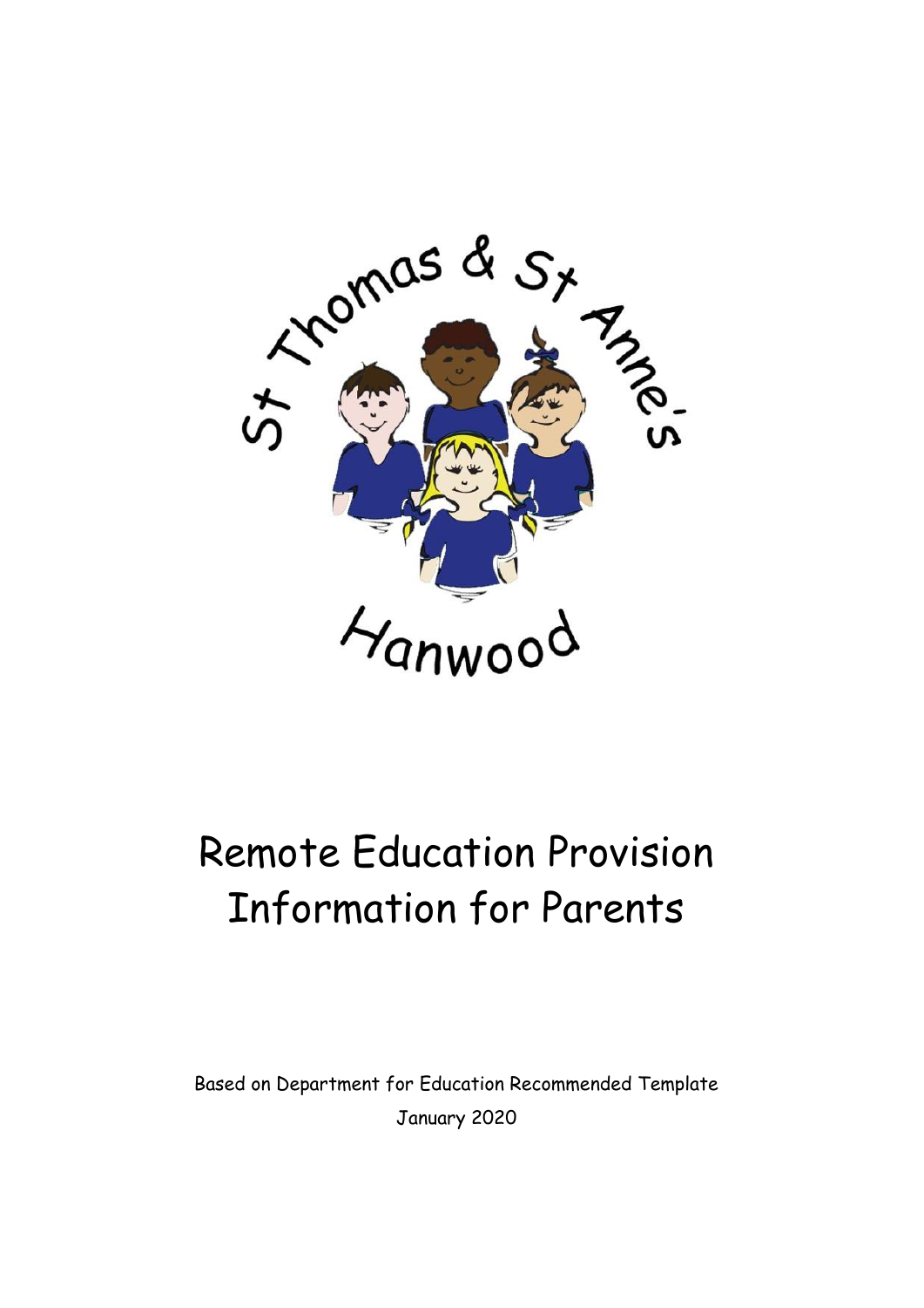St Thomas & St Anne's

Hanwood

# Remote Education Provision Information for Parents

Based on Department for Education Recommended Template

January 2020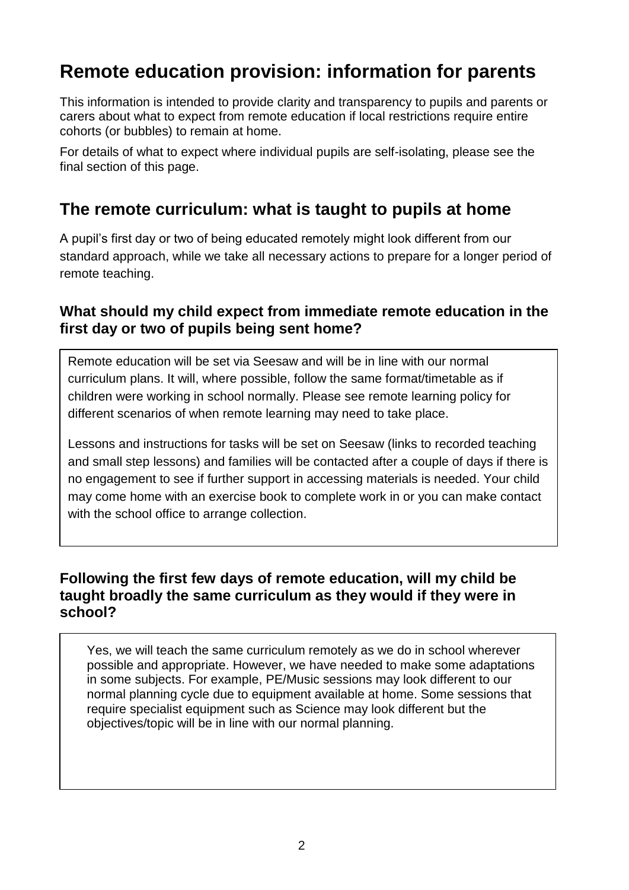# Remote education provision: information for parents

This information is intended to provide clarity and transparency to pupils and parents or carers about what to expect from remote education if local restrictions require entire cohorts (or bubbles) to remain at home.

For details of what to expect where individual pupils are self-isolating, please see the final section of this page.

## The remote curriculum: what is taught to pupils at home

A pupil's first day or two of being educated remotely might look different from our standard approach, while we take all necessary actions to prepare for a longer period of remote teaching.

### What should my child expect from immediate remote education in the first day or two of pupils being sent home?

Remote education will be set via Seesaw and will be in line with our normal curriculum plans. It will, where possible, follow the same format/timetable as if children were working in school normally. Please see remote learning policy for different scenarios of when remote learning may need to take place.

Lessons and instructions for tasks will be set on Seesaw (links to recorded teaching and small step lessons) and families will be contacted after a couple of days if there is no engagement to see if further support in accessing materials is needed. Your child may come home with an exercise book to complete work in or you can make contact with the school office to arrange collection.

### Following the first few days of remote education, will my child be taught broadly the same curriculum as they would if they were in school?

Yes, we will teach the same curriculum remotely as we do in school wherever possible and appropriate. However, we have needed to make some adaptations in some subjects. For example, PE/Music sessions may look different to our normal planning cycle due to equipment available at home. Some sessions that require specialist equipment such as Science may look different but the objectives/topic will be in line with our normal planning.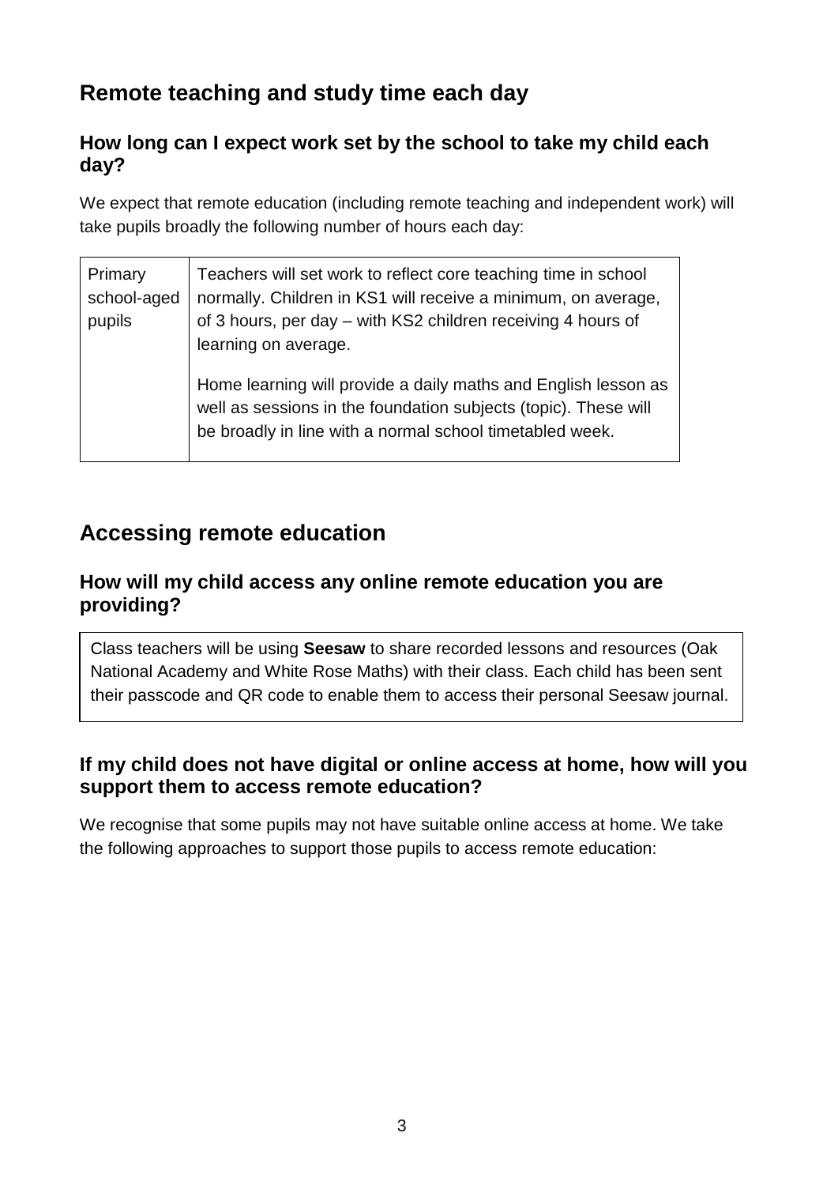## Remote teaching and study time each day

### How long can I expect work set by the school to take my child each day?

We expect that remote education (including remote teaching and independent work) will take pupils broadly the following number of hours each day:

| | |
|---|---|
| Primary school-aged pupils | Teachers will set work to reflect core teaching time in school normally. Children in KS1 will receive a minimum, on average, of 3 hours, per day – with KS2 children receiving 4 hours of learning on average.<br><br>Home learning will provide a daily maths and English lesson as well as sessions in the foundation subjects (topic). These will be broadly in line with a normal school timetabled week. |

## Accessing remote education

### How will my child access any online remote education you are providing?

Class teachers will be using **Seesaw** to share recorded lessons and resources (Oak National Academy and White Rose Maths) with their class. Each child has been sent their passcode and QR code to enable them to access their personal Seesaw journal.

### If my child does not have digital or online access at home, how will you support them to access remote education?

We recognise that some pupils may not have suitable online access at home. We take the following approaches to support those pupils to access remote education: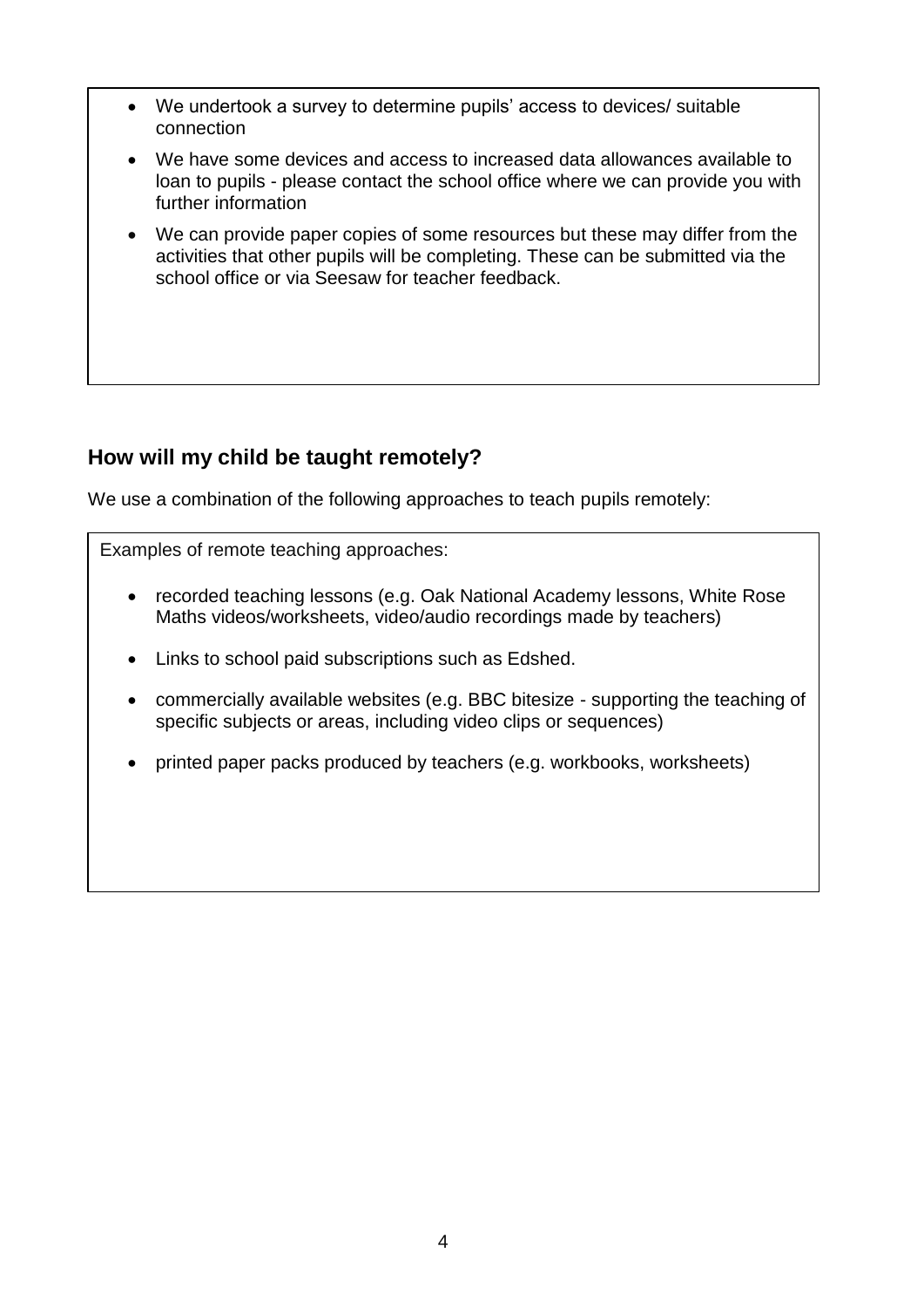- We undertook a survey to determine pupils' access to devices/ suitable connection
- We have some devices and access to increased data allowances available to loan to pupils - please contact the school office where we can provide you with further information
- We can provide paper copies of some resources but these may differ from the activities that other pupils will be completing. These can be submitted via the school office or via Seesaw for teacher feedback.

## How will my child be taught remotely?

We use a combination of the following approaches to teach pupils remotely:

Examples of remote teaching approaches:

- recorded teaching lessons (e.g. Oak National Academy lessons, White Rose Maths videos/worksheets, video/audio recordings made by teachers)
- Links to school paid subscriptions such as Edshed.
- commercially available websites (e.g. BBC bitesize - supporting the teaching of specific subjects or areas, including video clips or sequences)
- printed paper packs produced by teachers (e.g. workbooks, worksheets)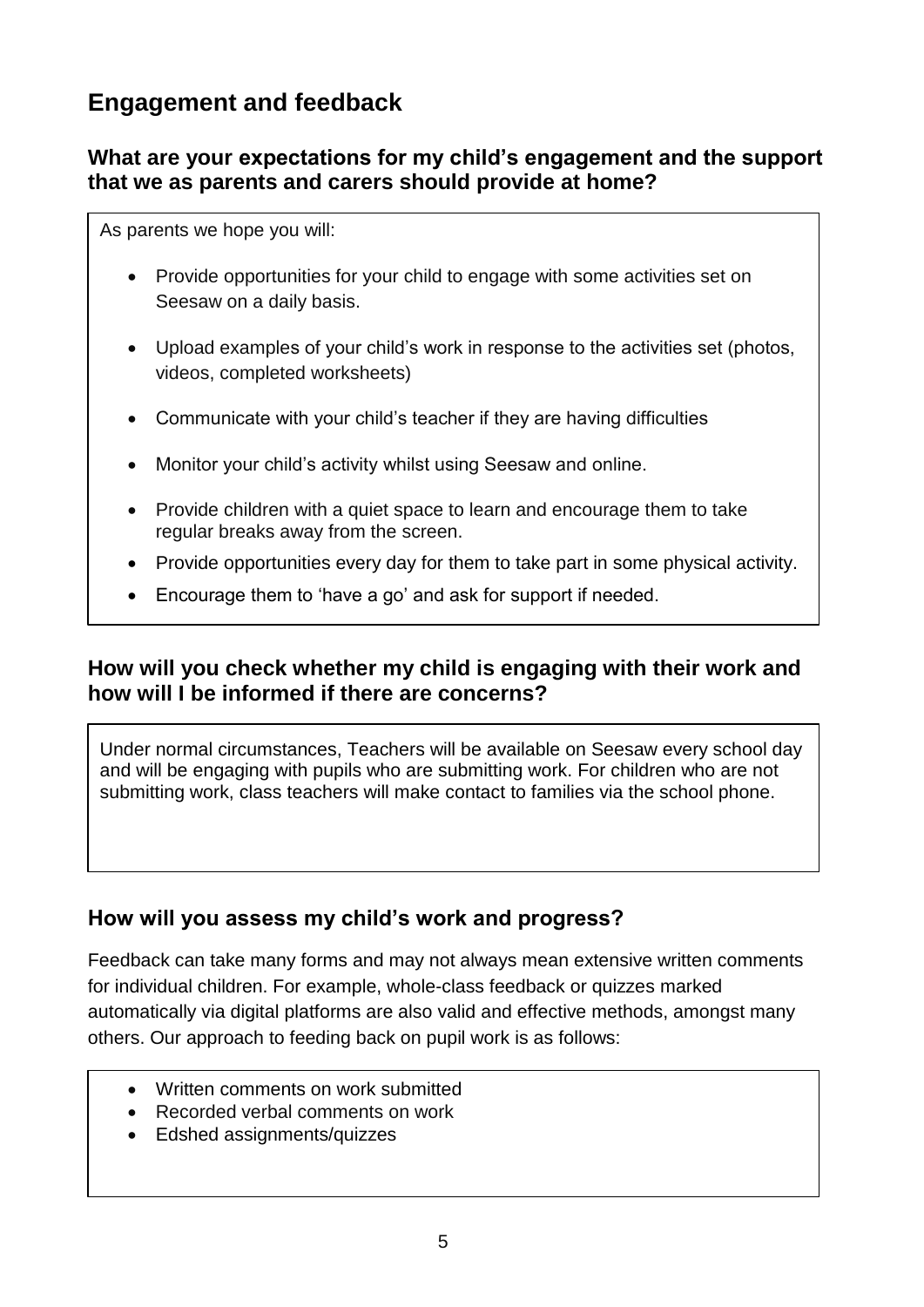## Engagement and feedback

### What are your expectations for my child's engagement and the support that we as parents and carers should provide at home?

As parents we hope you will:

- Provide opportunities for your child to engage with some activities set on Seesaw on a daily basis.
- Upload examples of your child's work in response to the activities set (photos, videos, completed worksheets)
- Communicate with your child's teacher if they are having difficulties
- Monitor your child's activity whilst using Seesaw and online.
- Provide children with a quiet space to learn and encourage them to take regular breaks away from the screen.
- Provide opportunities every day for them to take part in some physical activity.
- Encourage them to 'have a go' and ask for support if needed.

### How will you check whether my child is engaging with their work and how will I be informed if there are concerns?

Under normal circumstances, Teachers will be available on Seesaw every school day and will be engaging with pupils who are submitting work. For children who are not submitting work, class teachers will make contact to families via the school phone.

### How will you assess my child's work and progress?

Feedback can take many forms and may not always mean extensive written comments for individual children. For example, whole-class feedback or quizzes marked automatically via digital platforms are also valid and effective methods, amongst many others. Our approach to feeding back on pupil work is as follows:

- Written comments on work submitted
- Recorded verbal comments on work
- Edshed assignments/quizzes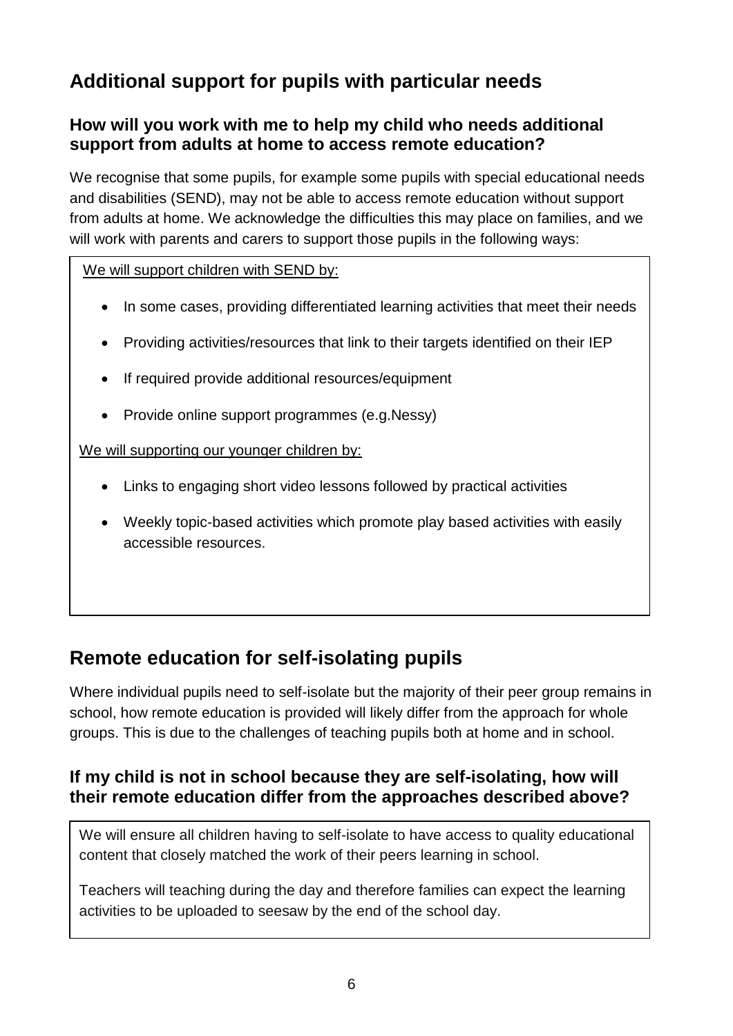## Additional support for pupils with particular needs

### How will you work with me to help my child who needs additional support from adults at home to access remote education?

We recognise that some pupils, for example some pupils with special educational needs and disabilities (SEND), may not be able to access remote education without support from adults at home. We acknowledge the difficulties this may place on families, and we will work with parents and carers to support those pupils in the following ways:

We will support children with SEND by:

- In some cases, providing differentiated learning activities that meet their needs
- Providing activities/resources that link to their targets identified on their IEP
- If required provide additional resources/equipment
- Provide online support programmes (e.g.Nessy)

We will supporting our younger children by:

- Links to engaging short video lessons followed by practical activities
- Weekly topic-based activities which promote play based activities with easily accessible resources.

## Remote education for self-isolating pupils

Where individual pupils need to self-isolate but the majority of their peer group remains in school, how remote education is provided will likely differ from the approach for whole groups. This is due to the challenges of teaching pupils both at home and in school.

### If my child is not in school because they are self-isolating, how will their remote education differ from the approaches described above?

We will ensure all children having to self-isolate to have access to quality educational content that closely matched the work of their peers learning in school.

Teachers will teaching during the day and therefore families can expect the learning activities to be uploaded to seesaw by the end of the school day.